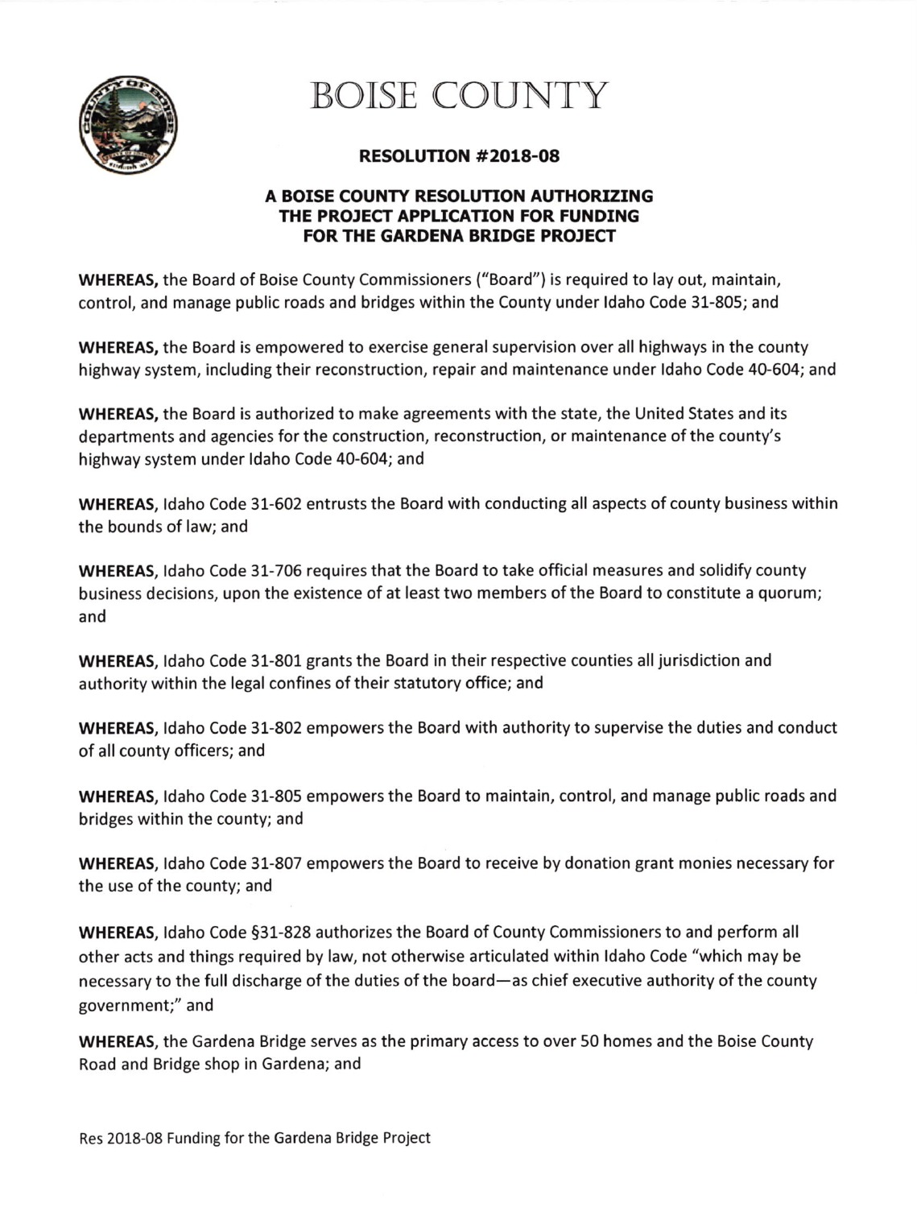# BOISE COUNTY

## RESOLUTION #2018-08

### A BOISE COUNTY RESOLUTION AUTHORIZING THE PROJECT APPLICATION FOR FUNDING FOR THE GARDENA BRIDGE PROJECT

**WHEREAS,** the Board of Boise County Commissioners ("Board") is required to lay out, maintain, control, and manage public roads and bridges within the County under Idaho Code 31-805; and

**WHEREAS,** the Board is empowered to exercise general supervision over all highways in the county highway system, including their reconstruction, repair and maintenance under Idaho Code 40-604; and

**WHEREAS,** the Board is authorized to make agreements with the state, the United States and its departments and agencies for the construction, reconstruction, or maintenance of the county's highway system under Idaho Code 40-604; and

**WHEREAS,** Idaho Code 31-602 entrusts the Board with conducting all aspects of county business within the bounds of law; and

**WHEREAS,** Idaho Code 31-706 requires that the Board to take official measures and solidify county business decisions, upon the existence of at least two members of the Board to constitute a quorum; and

**WHEREAS,** Idaho Code 31-801 grants the Board in their respective counties all jurisdiction and authority within the legal confines of their statutory office; and

**WHEREAS,** Idaho Code 31-802 empowers the Board with authority to supervise the duties and conduct of all county officers; and

**WHEREAS,** Idaho Code 31-805 empowers the Board to maintain, control, and manage public roads and bridges within the county; and

**WHEREAS,** Idaho Code 31-807 empowers the Board to receive by donation grant monies necessary for the use of the county; and

**WHEREAS,** Idaho Code §31-828 authorizes the Board of County Commissioners to and perform all other acts and things required by law, not otherwise articulated within Idaho Code "which may be necessary to the full discharge of the duties of the board—as chief executive authority of the county government;" and

**WHEREAS,** the Gardena Bridge serves as the primary access to over 50 homes and the Boise County Road and Bridge shop in Gardena; and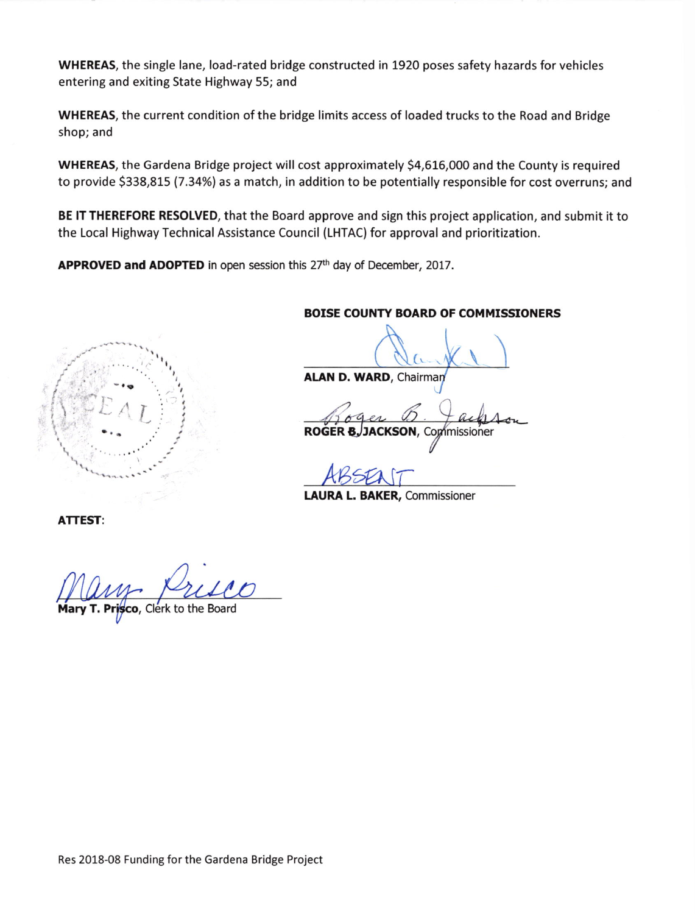**WHEREAS**, the single lane, load-rated bridge constructed in 1920 poses safety hazards for vehicles entering and exiting State Highway 55; and

**WHEREAS**, the current condition of the bridge limits access of loaded trucks to the Road and Bridge shop; and

**WHEREAS**, the Gardena Bridge project will cost approximately $4,616,000 and the County is required to provide $338,815 (7.34%) as a match, in addition to be potentially responsible for cost overruns; and

**BE IT THEREFORE RESOLVED**, that the Board approve and sign this project application, and submit it to the Local Highway Technical Assistance Council (LHTAC) for approval and prioritization.

**APPROVED and ADOPTED** in open session this 27th day of December, 2017.

**BOISE COUNTY BOARD OF COMMISSIONERS**

**ALAN D. WARD**, Chairman

Roger B. Jackson

**ROGER B. JACKSON**, Commissioner

ABSENT

**LAURA L. BAKER,** Commissioner

SEAL

**ATTEST**:

Mary Prisco

**Mary T. Prisco**, Clerk to the Board

Res 2018-08 Funding for the Gardena Bridge Project